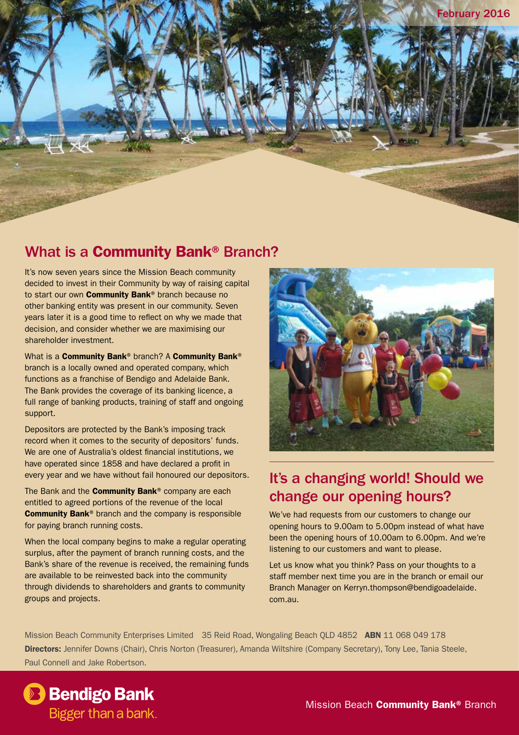February 2016

## What is a **Community Bank®** Branch?

It's now seven years since the Mission Beach community decided to invest in their Community by way of raising capital to start our own **Community Bank®** branch because no other banking entity was present in our community. Seven years later it is a good time to reflect on why we made that decision, and consider whether we are maximising our shareholder investment.

What is a **Community Bank®** branch? A **Community Bank®** branch is a locally owned and operated company, which functions as a franchise of Bendigo and Adelaide Bank. The Bank provides the coverage of its banking licence, a full range of banking products, training of staff and ongoing support.

Depositors are protected by the Bank's imposing track record when it comes to the security of depositors' funds. We are one of Australia's oldest financial institutions, we have operated since 1858 and have declared a profit in every year and we have without fail honoured our depositors.

The Bank and the **Community Bank®** company are each entitled to agreed portions of the revenue of the local **Community Bank®** branch and the company is responsible for paying branch running costs.

When the local company begins to make a regular operating surplus, after the payment of branch running costs, and the Bank's share of the revenue is received, the remaining funds are available to be reinvested back into the community through dividends to shareholders and grants to community groups and projects.

## It's a changing world! Should we change our opening hours?

We've had requests from our customers to change our opening hours to 9.00am to 5.00pm instead of what have been the opening hours of 10.00am to 6.00pm. And we're listening to our customers and want to please.

Let us know what you think? Pass on your thoughts to a staff member next time you are in the branch or email our Branch Manager on Kerryn.thompson@bendigoadelaide.com.au.

Mission Beach Community Enterprises Limited 35 Reid Road, Wongaling Beach QLD 4852 **ABN** 11 068 049 178

**Directors:** Jennifer Downs (Chair), Chris Norton (Treasurer), Amanda Wiltshire (Company Secretary), Tony Lee, Tania Steele, Paul Connell and Jake Robertson.

**Bendigo Bank**
Bigger than a bank.

Mission Beach **Community Bank®** Branch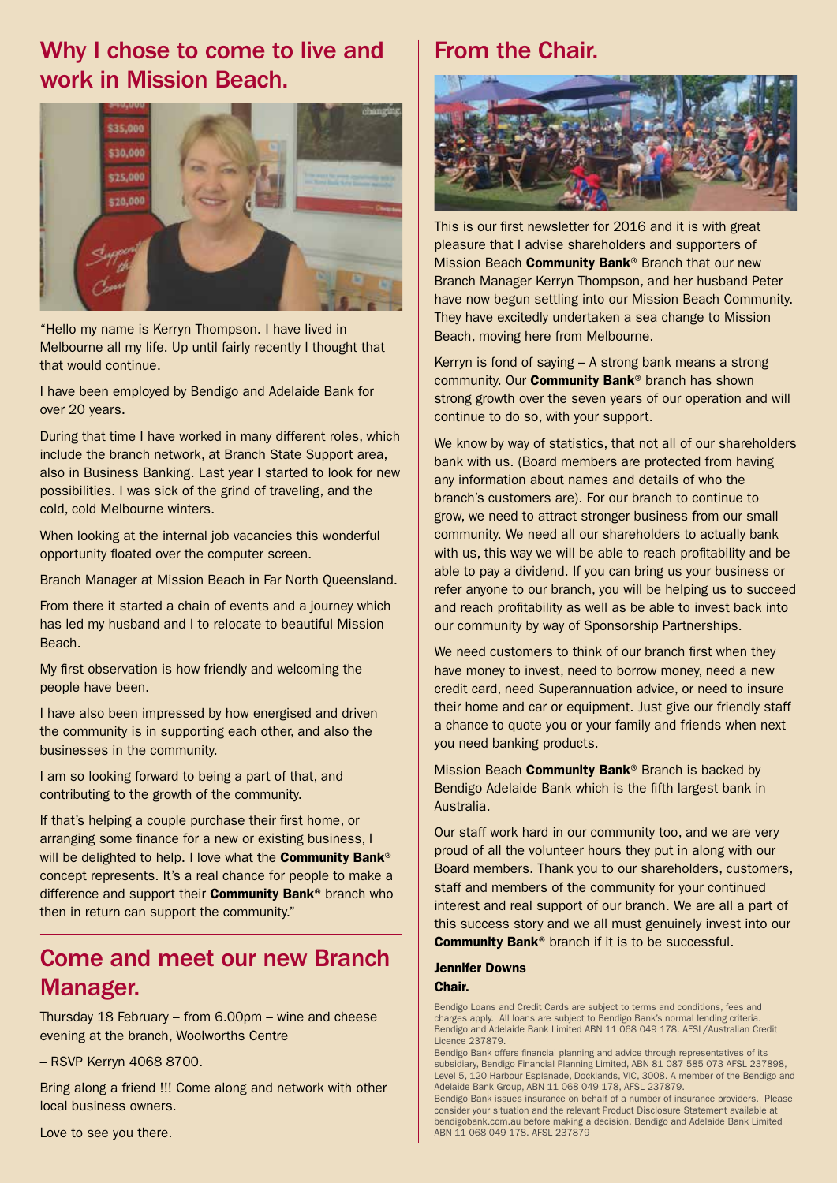## Why I chose to come to live and work in Mission Beach.

"Hello my name is Kerryn Thompson. I have lived in Melbourne all my life. Up until fairly recently I thought that that would continue.

I have been employed by Bendigo and Adelaide Bank for over 20 years.

During that time I have worked in many different roles, which include the branch network, at Branch State Support area, also in Business Banking. Last year I started to look for new possibilities. I was sick of the grind of traveling, and the cold, cold Melbourne winters.

When looking at the internal job vacancies this wonderful opportunity floated over the computer screen.

Branch Manager at Mission Beach in Far North Queensland.

From there it started a chain of events and a journey which has led my husband and I to relocate to beautiful Mission Beach.

My first observation is how friendly and welcoming the people have been.

I have also been impressed by how energised and driven the community is in supporting each other, and also the businesses in the community.

I am so looking forward to being a part of that, and contributing to the growth of the community.

If that's helping a couple purchase their first home, or arranging some finance for a new or existing business, I will be delighted to help. I love what the **Community Bank**® concept represents. It's a real chance for people to make a difference and support their **Community Bank**® branch who then in return can support the community."

## Come and meet our new Branch Manager.

Thursday 18 February – from 6.00pm – wine and cheese evening at the branch, Woolworths Centre

– RSVP Kerryn 4068 8700.

Bring along a friend !!! Come along and network with other local business owners.

Love to see you there.

## From the Chair.

This is our first newsletter for 2016 and it is with great pleasure that I advise shareholders and supporters of Mission Beach **Community Bank**® Branch that our new Branch Manager Kerryn Thompson, and her husband Peter have now begun settling into our Mission Beach Community. They have excitedly undertaken a sea change to Mission Beach, moving here from Melbourne.

Kerryn is fond of saying – A strong bank means a strong community. Our **Community Bank**® branch has shown strong growth over the seven years of our operation and will continue to do so, with your support.

We know by way of statistics, that not all of our shareholders bank with us. (Board members are protected from having any information about names and details of who the branch's customers are). For our branch to continue to grow, we need to attract stronger business from our small community. We need all our shareholders to actually bank with us, this way we will be able to reach profitability and be able to pay a dividend. If you can bring us your business or refer anyone to our branch, you will be helping us to succeed and reach profitability as well as be able to invest back into our community by way of Sponsorship Partnerships.

We need customers to think of our branch first when they have money to invest, need to borrow money, need a new credit card, need Superannuation advice, or need to insure their home and car or equipment. Just give our friendly staff a chance to quote you or your family and friends when next you need banking products.

Mission Beach **Community Bank**® Branch is backed by Bendigo Adelaide Bank which is the fifth largest bank in Australia.

Our staff work hard in our community too, and we are very proud of all the volunteer hours they put in along with our Board members. Thank you to our shareholders, customers, staff and members of the community for your continued interest and real support of our branch. We are all a part of this success story and we all must genuinely invest into our **Community Bank**® branch if it is to be successful.

**Jennifer Downs**
**Chair.**

Bendigo Loans and Credit Cards are subject to terms and conditions, fees and charges apply. All loans are subject to Bendigo Bank's normal lending criteria. Bendigo and Adelaide Bank Limited ABN 11 068 049 178. AFSL/Australian Credit Licence 237879.
Bendigo Bank offers financial planning and advice through representatives of its subsidiary, Bendigo Financial Planning Limited, ABN 81 087 585 073 AFSL 237898, Level 5, 120 Harbour Esplanade, Docklands, VIC, 3008. A member of the Bendigo and Adelaide Bank Group, ABN 11 068 049 178, AFSL 237879.
Bendigo Bank issues insurance on behalf of a number of insurance providers. Please consider your situation and the relevant Product Disclosure Statement available at bendigobank.com.au before making a decision. Bendigo and Adelaide Bank Limited ABN 11 068 049 178. AFSL 237879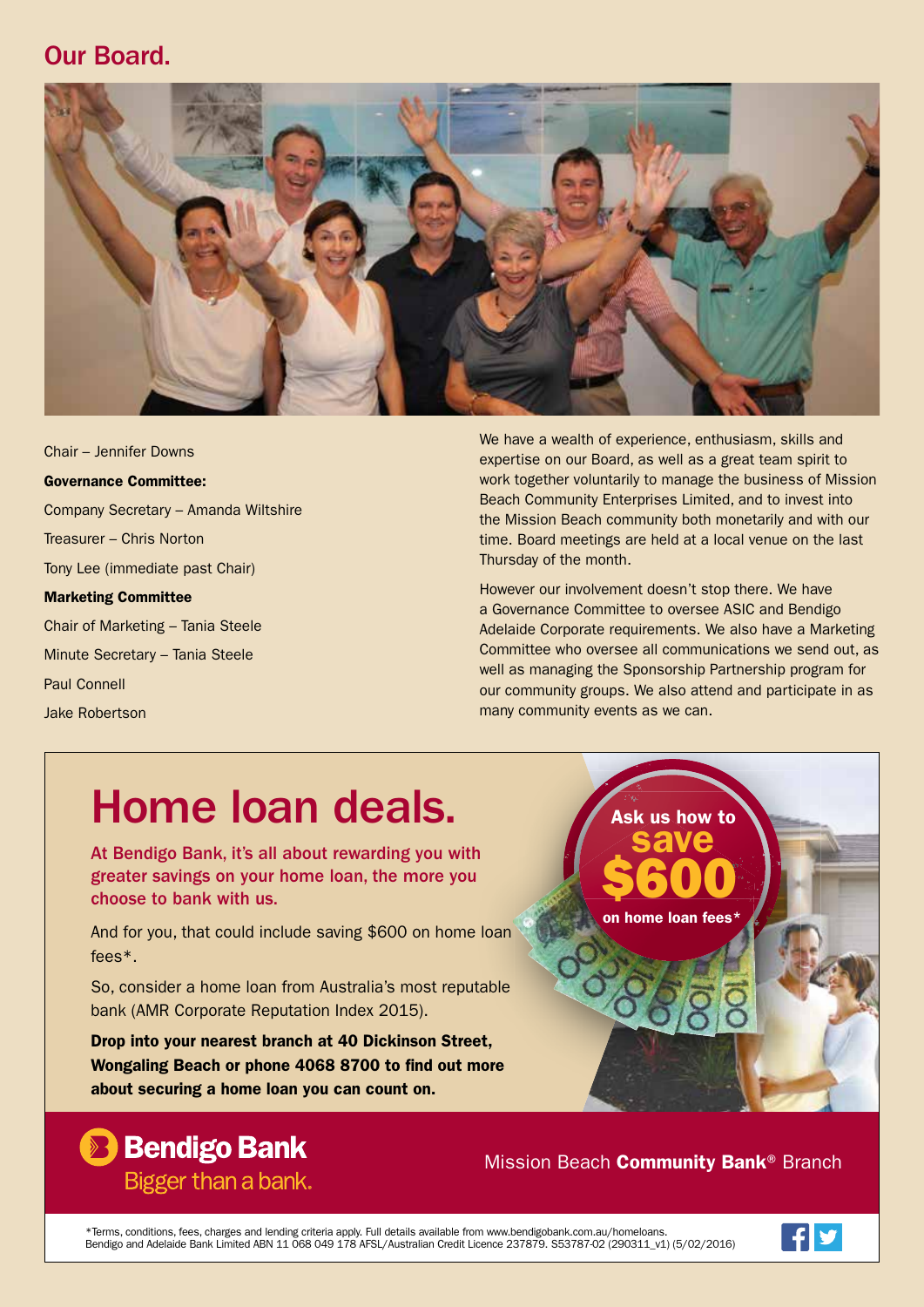## Our Board.

Chair – Jennifer Downs

**Governance Committee:**

Company Secretary – Amanda Wiltshire

Treasurer – Chris Norton

Tony Lee (immediate past Chair)

**Marketing Committee**

Chair of Marketing – Tania Steele

Minute Secretary – Tania Steele

Paul Connell

Jake Robertson

We have a wealth of experience, enthusiasm, skills and expertise on our Board, as well as a great team spirit to work together voluntarily to manage the business of Mission Beach Community Enterprises Limited, and to invest into the Mission Beach community both monetarily and with our time. Board meetings are held at a local venue on the last Thursday of the month.

However our involvement doesn't stop there. We have a Governance Committee to oversee ASIC and Bendigo Adelaide Corporate requirements. We also have a Marketing Committee who oversee all communications we send out, as well as managing the Sponsorship Partnership program for our community groups. We also attend and participate in as many community events as we can.

# Home loan deals.

At Bendigo Bank, it's all about rewarding you with greater savings on your home loan, the more you choose to bank with us.

And for you, that could include saving $600 on home loan fees*.

So, consider a home loan from Australia's most reputable bank (AMR Corporate Reputation Index 2015).

**Drop into your nearest branch at 40 Dickinson Street, Wongaling Beach or phone 4068 8700 to find out more about securing a home loan you can count on.**

Ask us how to save $600 on home loan fees*

**Bendigo Bank** Bigger than a bank.

Mission Beach **Community Bank**® Branch

*Terms, conditions, fees, charges and lending criteria apply. Full details available from www.bendigobank.com.au/homeloans. Bendigo and Adelaide Bank Limited ABN 11 068 049 178 AFSL/Australian Credit Licence 237879. S53787-02 (290311_v1) (5/02/2016)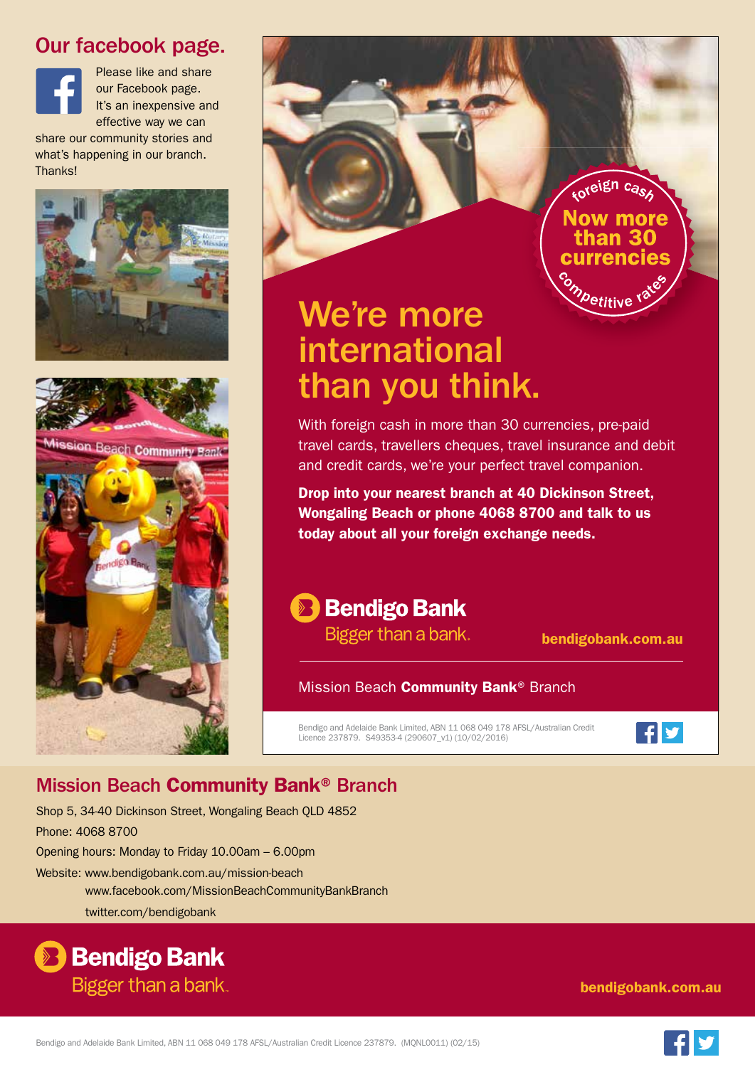## Our facebook page.

Please like and share our Facebook page. It's an inexpensive and effective way we can share our community stories and what's happening in our branch. Thanks!

foreign cash

**Now more than 30 currencies**

competitive rates

# We're more international than you think.

With foreign cash in more than 30 currencies, pre-paid travel cards, travellers cheques, travel insurance and debit and credit cards, we're your perfect travel companion.

**Drop into your nearest branch at 40 Dickinson Street, Wongaling Beach or phone 4068 8700 and talk to us today about all your foreign exchange needs.**

Bendigo Bank
Bigger than a bank.

bendigobank.com.au

Mission Beach **Community Bank**® Branch

Bendigo and Adelaide Bank Limited, ABN 11 068 049 178 AFSL/Australian Credit Licence 237879. S49353-4 (290607_v1) (10/02/2016)

## Mission Beach **Community Bank**® Branch

Shop 5, 34-40 Dickinson Street, Wongaling Beach QLD 4852

Phone: 4068 8700

Opening hours: Monday to Friday 10.00am – 6.00pm

Website: www.bendigobank.com.au/mission-beach
www.facebook.com/MissionBeachCommunityBankBranch
twitter.com/bendigobank

Bendigo Bank
Bigger than a bank.

bendigobank.com.au

Bendigo and Adelaide Bank Limited, ABN 11 068 049 178 AFSL/Australian Credit Licence 237879. (MQNL0011) (02/15)